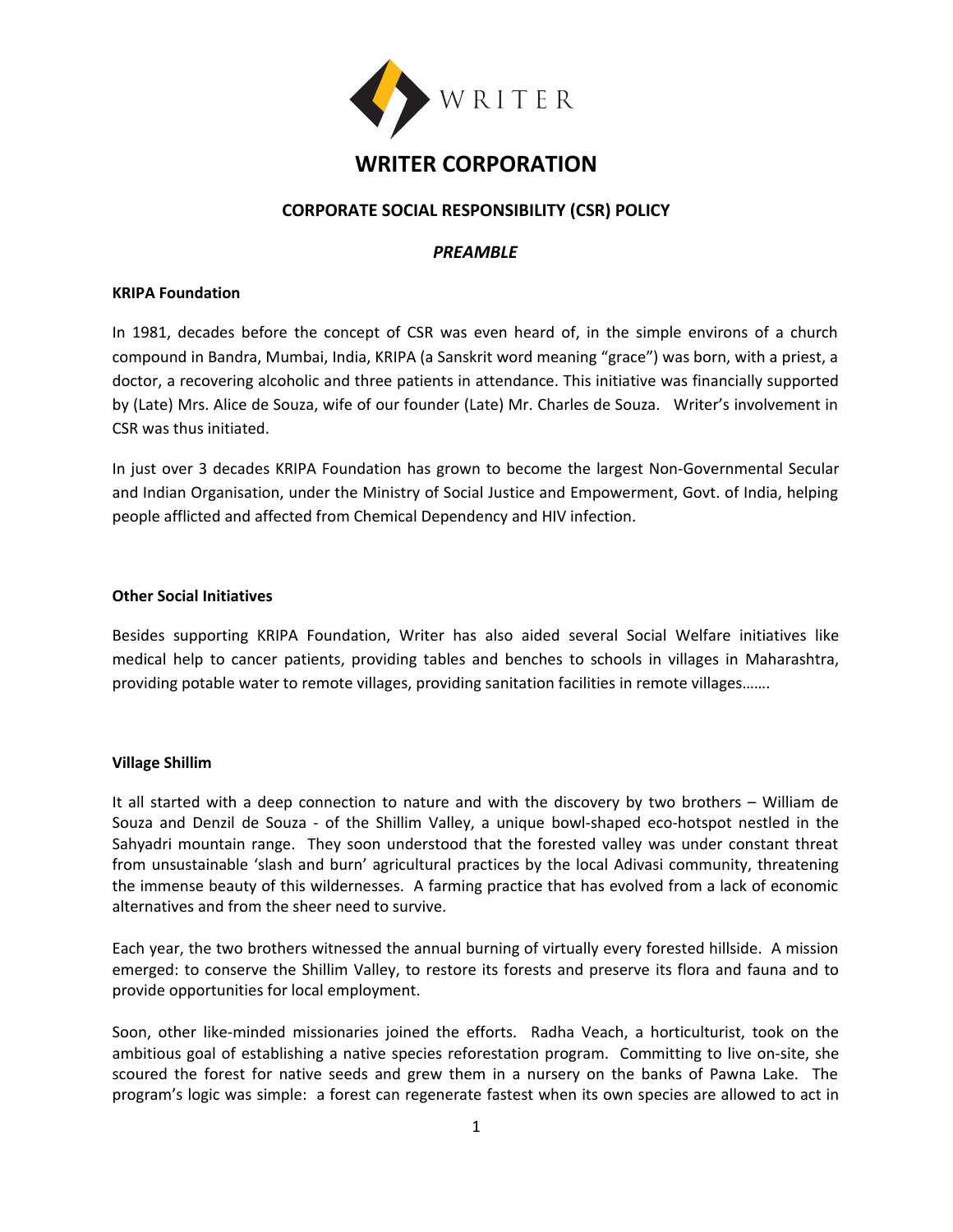WRITER

# WRITER CORPORATION

## CORPORATE SOCIAL RESPONSIBILITY (CSR) POLICY

### *PREAMBLE*

**KRIPA Foundation**

In 1981, decades before the concept of CSR was even heard of, in the simple environs of a church compound in Bandra, Mumbai, India, KRIPA (a Sanskrit word meaning "grace") was born, with a priest, a doctor, a recovering alcoholic and three patients in attendance. This initiative was financially supported by (Late) Mrs. Alice de Souza, wife of our founder (Late) Mr. Charles de Souza. Writer's involvement in CSR was thus initiated.

In just over 3 decades KRIPA Foundation has grown to become the largest Non-Governmental Secular and Indian Organisation, under the Ministry of Social Justice and Empowerment, Govt. of India, helping people afflicted and affected from Chemical Dependency and HIV infection.

**Other Social Initiatives**

Besides supporting KRIPA Foundation, Writer has also aided several Social Welfare initiatives like medical help to cancer patients, providing tables and benches to schools in villages in Maharashtra, providing potable water to remote villages, providing sanitation facilities in remote villages…….

**Village Shillim**

It all started with a deep connection to nature and with the discovery by two brothers – William de Souza and Denzil de Souza - of the Shillim Valley, a unique bowl-shaped eco-hotspot nestled in the Sahyadri mountain range. They soon understood that the forested valley was under constant threat from unsustainable 'slash and burn' agricultural practices by the local Adivasi community, threatening the immense beauty of this wildernesses. A farming practice that has evolved from a lack of economic alternatives and from the sheer need to survive.

Each year, the two brothers witnessed the annual burning of virtually every forested hillside. A mission emerged: to conserve the Shillim Valley, to restore its forests and preserve its flora and fauna and to provide opportunities for local employment.

Soon, other like-minded missionaries joined the efforts. Radha Veach, a horticulturist, took on the ambitious goal of establishing a native species reforestation program. Committing to live on-site, she scoured the forest for native seeds and grew them in a nursery on the banks of Pawna Lake. The program's logic was simple: a forest can regenerate fastest when its own species are allowed to act in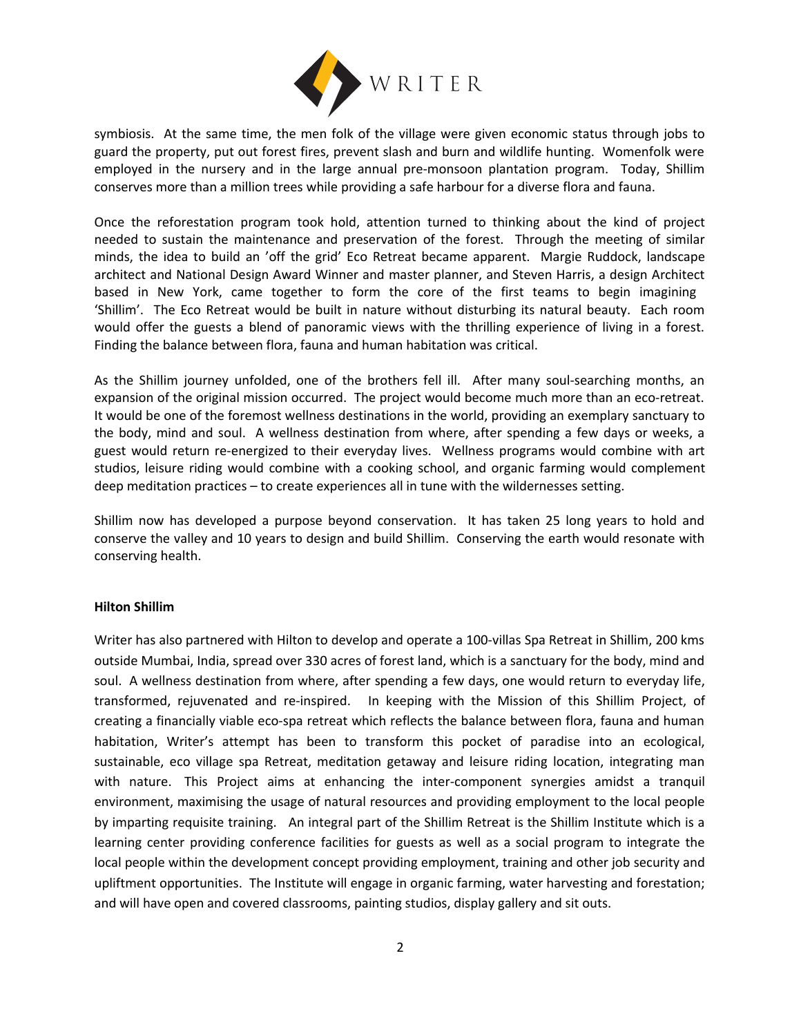symbiosis. At the same time, the men folk of the village were given economic status through jobs to guard the property, put out forest fires, prevent slash and burn and wildlife hunting. Womenfolk were employed in the nursery and in the large annual pre-monsoon plantation program. Today, Shillim conserves more than a million trees while providing a safe harbour for a diverse flora and fauna.

Once the reforestation program took hold, attention turned to thinking about the kind of project needed to sustain the maintenance and preservation of the forest. Through the meeting of similar minds, the idea to build an 'off the grid' Eco Retreat became apparent. Margie Ruddock, landscape architect and National Design Award Winner and master planner, and Steven Harris, a design Architect based in New York, came together to form the core of the first teams to begin imagining 'Shillim'. The Eco Retreat would be built in nature without disturbing its natural beauty. Each room would offer the guests a blend of panoramic views with the thrilling experience of living in a forest. Finding the balance between flora, fauna and human habitation was critical.

As the Shillim journey unfolded, one of the brothers fell ill. After many soul-searching months, an expansion of the original mission occurred. The project would become much more than an eco-retreat. It would be one of the foremost wellness destinations in the world, providing an exemplary sanctuary to the body, mind and soul. A wellness destination from where, after spending a few days or weeks, a guest would return re-energized to their everyday lives. Wellness programs would combine with art studios, leisure riding would combine with a cooking school, and organic farming would complement deep meditation practices – to create experiences all in tune with the wildernesses setting.

Shillim now has developed a purpose beyond conservation. It has taken 25 long years to hold and conserve the valley and 10 years to design and build Shillim. Conserving the earth would resonate with conserving health.

**Hilton Shillim**

Writer has also partnered with Hilton to develop and operate a 100-villas Spa Retreat in Shillim, 200 kms outside Mumbai, India, spread over 330 acres of forest land, which is a sanctuary for the body, mind and soul. A wellness destination from where, after spending a few days, one would return to everyday life, transformed, rejuvenated and re-inspired. In keeping with the Mission of this Shillim Project, of creating a financially viable eco-spa retreat which reflects the balance between flora, fauna and human habitation, Writer's attempt has been to transform this pocket of paradise into an ecological, sustainable, eco village spa Retreat, meditation getaway and leisure riding location, integrating man with nature. This Project aims at enhancing the inter-component synergies amidst a tranquil environment, maximising the usage of natural resources and providing employment to the local people by imparting requisite training. An integral part of the Shillim Retreat is the Shillim Institute which is a learning center providing conference facilities for guests as well as a social program to integrate the local people within the development concept providing employment, training and other job security and upliftment opportunities. The Institute will engage in organic farming, water harvesting and forestation; and will have open and covered classrooms, painting studios, display gallery and sit outs.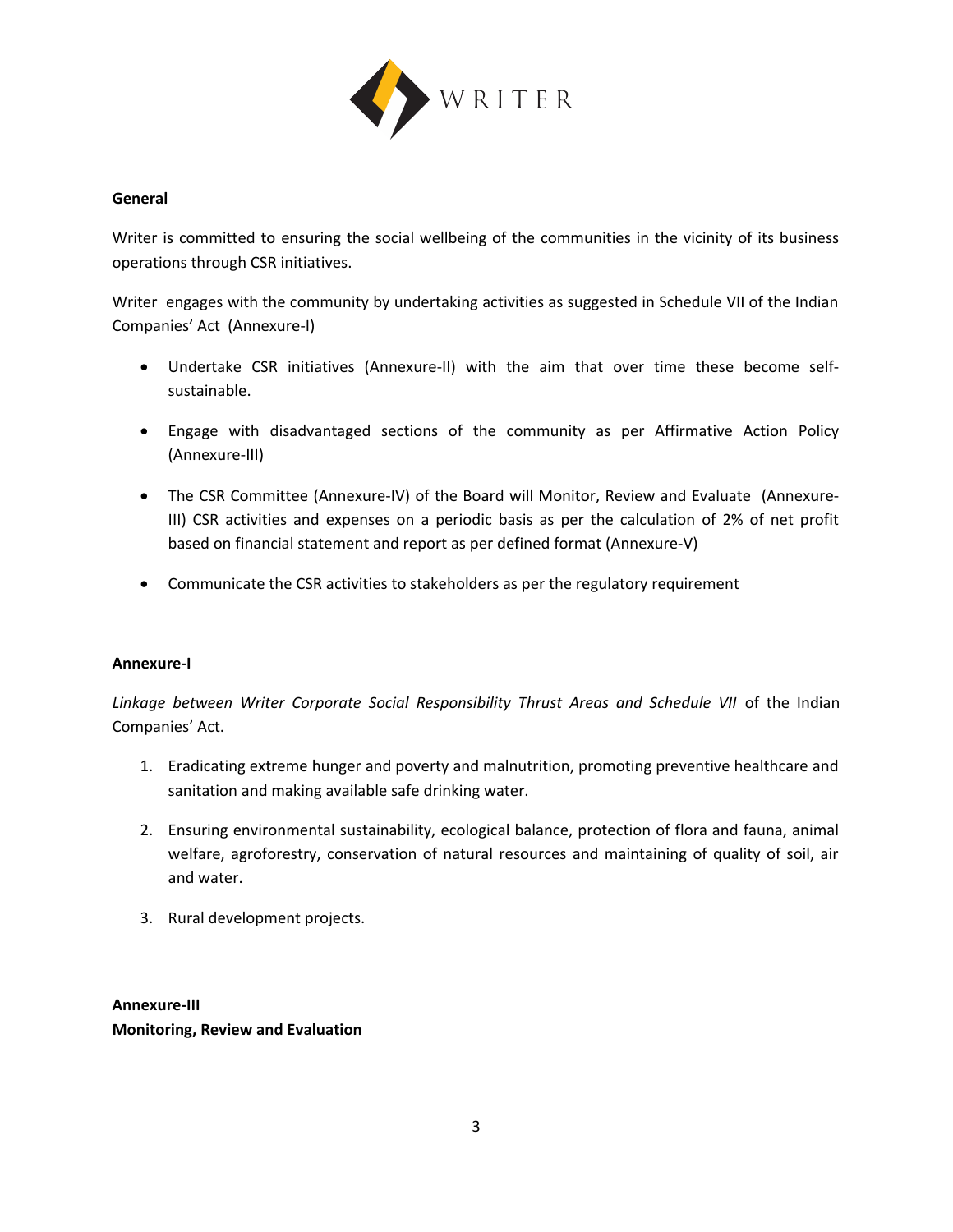**General**

Writer is committed to ensuring the social wellbeing of the communities in the vicinity of its business operations through CSR initiatives.

Writer engages with the community by undertaking activities as suggested in Schedule VII of the Indian Companies' Act (Annexure-I)

- Undertake CSR initiatives (Annexure-II) with the aim that over time these become self-sustainable.
- Engage with disadvantaged sections of the community as per Affirmative Action Policy (Annexure-III)
- The CSR Committee (Annexure-IV) of the Board will Monitor, Review and Evaluate (Annexure-III) CSR activities and expenses on a periodic basis as per the calculation of 2% of net profit based on financial statement and report as per defined format (Annexure-V)
- Communicate the CSR activities to stakeholders as per the regulatory requirement

**Annexure-I**

*Linkage between Writer Corporate Social Responsibility Thrust Areas and Schedule VII* of the Indian Companies' Act.

1. Eradicating extreme hunger and poverty and malnutrition, promoting preventive healthcare and sanitation and making available safe drinking water.
2. Ensuring environmental sustainability, ecological balance, protection of flora and fauna, animal welfare, agroforestry, conservation of natural resources and maintaining of quality of soil, air and water.
3. Rural development projects.

**Annexure-III**
**Monitoring, Review and Evaluation**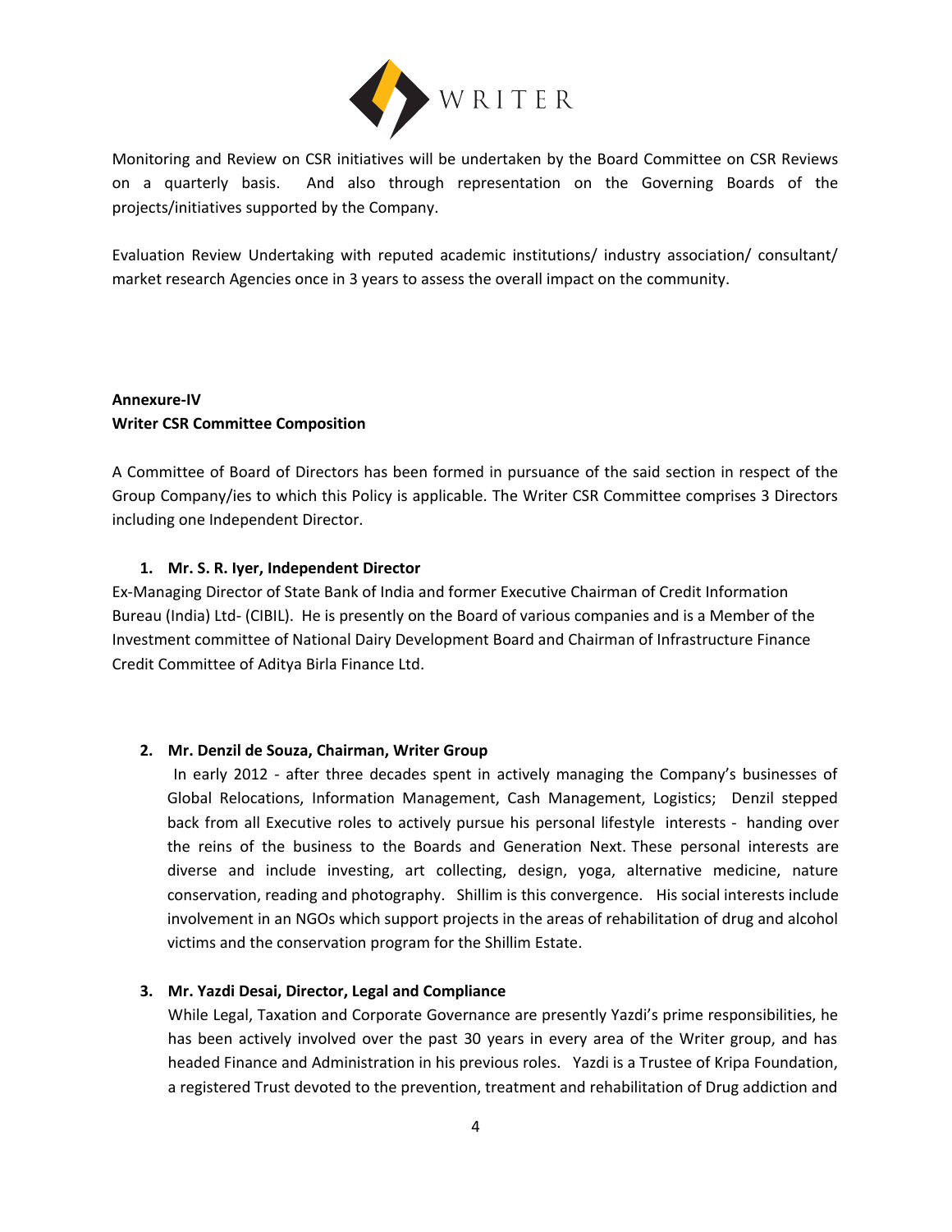Monitoring and Review on CSR initiatives will be undertaken by the Board Committee on CSR Reviews on a quarterly basis. And also through representation on the Governing Boards of the projects/initiatives supported by the Company.

Evaluation Review Undertaking with reputed academic institutions/ industry association/ consultant/ market research Agencies once in 3 years to assess the overall impact on the community.

**Annexure-IV**
**Writer CSR Committee Composition**

A Committee of Board of Directors has been formed in pursuance of the said section in respect of the Group Company/ies to which this Policy is applicable. The Writer CSR Committee comprises 3 Directors including one Independent Director.

1. **Mr. S. R. Iyer, Independent Director**

Ex-Managing Director of State Bank of India and former Executive Chairman of Credit Information Bureau (India) Ltd- (CIBIL). He is presently on the Board of various companies and is a Member of the Investment committee of National Dairy Development Board and Chairman of Infrastructure Finance Credit Committee of Aditya Birla Finance Ltd.

2. **Mr. Denzil de Souza, Chairman, Writer Group**

   In early 2012 - after three decades spent in actively managing the Company's businesses of Global Relocations, Information Management, Cash Management, Logistics; Denzil stepped back from all Executive roles to actively pursue his personal lifestyle interests - handing over the reins of the business to the Boards and Generation Next. These personal interests are diverse and include investing, art collecting, design, yoga, alternative medicine, nature conservation, reading and photography. Shillim is this convergence. His social interests include involvement in an NGOs which support projects in the areas of rehabilitation of drug and alcohol victims and the conservation program for the Shillim Estate.

3. **Mr. Yazdi Desai, Director, Legal and Compliance**

   While Legal, Taxation and Corporate Governance are presently Yazdi's prime responsibilities, he has been actively involved over the past 30 years in every area of the Writer group, and has headed Finance and Administration in his previous roles. Yazdi is a Trustee of Kripa Foundation, a registered Trust devoted to the prevention, treatment and rehabilitation of Drug addiction and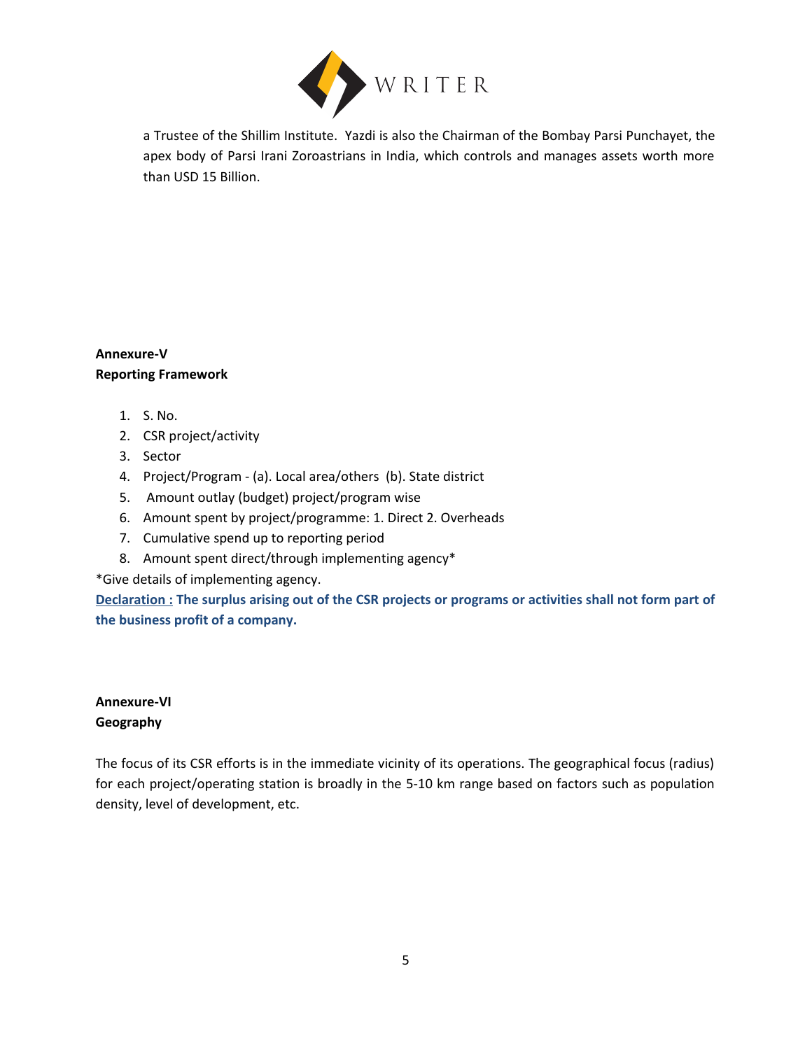a Trustee of the Shillim Institute. Yazdi is also the Chairman of the Bombay Parsi Punchayet, the apex body of Parsi Irani Zoroastrians in India, which controls and manages assets worth more than USD 15 Billion.

**Annexure-V**
**Reporting Framework**

1. S. No.
2. CSR project/activity
3. Sector
4. Project/Program - (a). Local area/others (b). State district
5. Amount outlay (budget) project/program wise
6. Amount spent by project/programme: 1. Direct 2. Overheads
7. Cumulative spend up to reporting period
8. Amount spent direct/through implementing agency*

*Give details of implementing agency.

**Declaration : The surplus arising out of the CSR projects or programs or activities shall not form part of the business profit of a company.**

**Annexure-VI**
**Geography**

The focus of its CSR efforts is in the immediate vicinity of its operations. The geographical focus (radius) for each project/operating station is broadly in the 5-10 km range based on factors such as population density, level of development, etc.